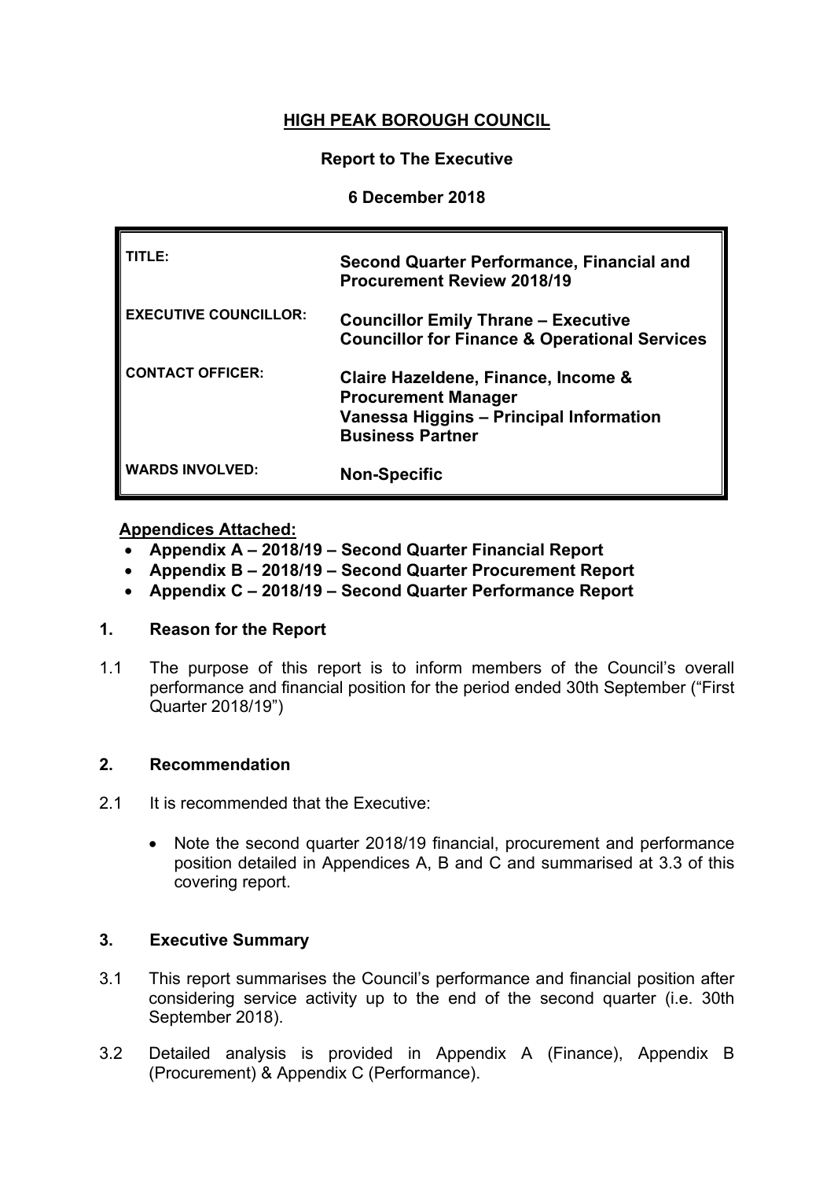# HIGH PEAK BOROUGH COUNCIL

## Report to The Executive

## 6 December 2018

| | |
|---|---|
| **TITLE:** | **Second Quarter Performance, Financial and Procurement Review 2018/19** |
| **EXECUTIVE COUNCILLOR:** | **Councillor Emily Thrane – Executive Councillor for Finance & Operational Services** |
| **CONTACT OFFICER:** | **Claire Hazeldene, Finance, Income & Procurement Manager**<br>**Vanessa Higgins – Principal Information Business Partner** |
| **WARDS INVOLVED:** | **Non-Specific** |

**Appendices Attached:**

- **Appendix A – 2018/19 – Second Quarter Financial Report**
- **Appendix B – 2018/19 – Second Quarter Procurement Report**
- **Appendix C – 2018/19 – Second Quarter Performance Report**

### 1. Reason for the Report

1.1 The purpose of this report is to inform members of the Council's overall performance and financial position for the period ended 30th September ("First Quarter 2018/19")

### 2. Recommendation

2.1 It is recommended that the Executive:

- Note the second quarter 2018/19 financial, procurement and performance position detailed in Appendices A, B and C and summarised at 3.3 of this covering report.

### 3. Executive Summary

3.1 This report summarises the Council's performance and financial position after considering service activity up to the end of the second quarter (i.e. 30th September 2018).

3.2 Detailed analysis is provided in Appendix A (Finance), Appendix B (Procurement) & Appendix C (Performance).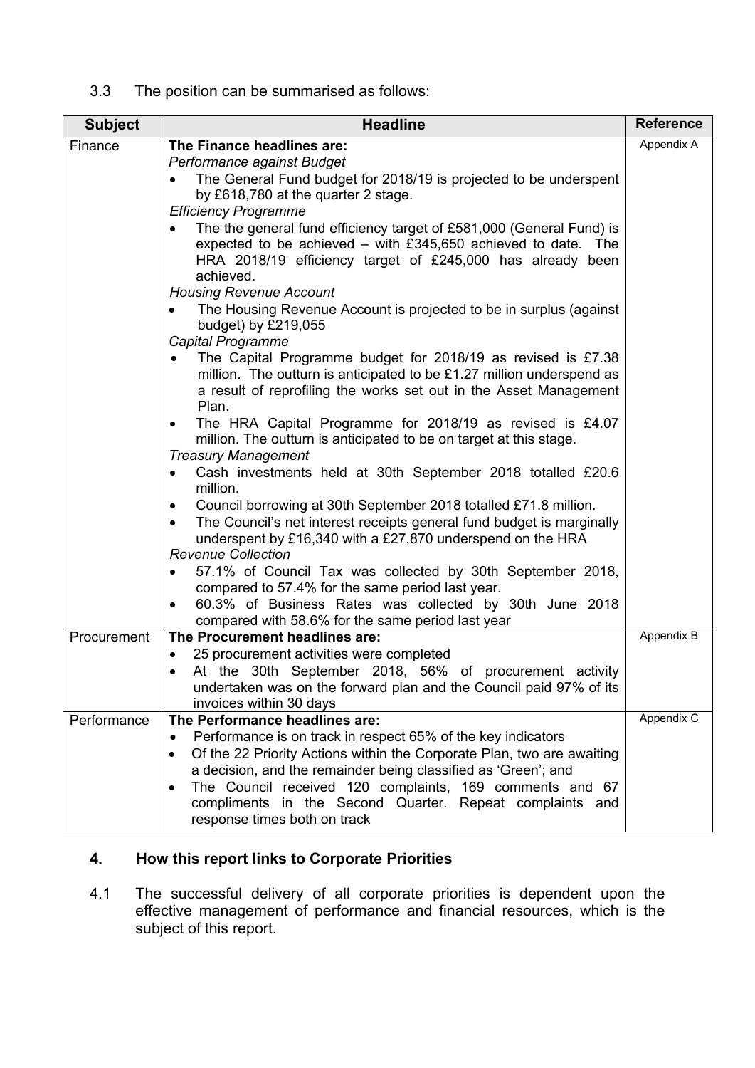3.3 The position can be summarised as follows:

| Subject | Headline | Reference |
|---|---|---|
| Finance | **The Finance headlines are:**<br>*Performance against Budget*<br>• The General Fund budget for 2018/19 is projected to be underspent by £618,780 at the quarter 2 stage.<br>*Efficiency Programme*<br>• The the general fund efficiency target of £581,000 (General Fund) is expected to be achieved – with £345,650 achieved to date. The HRA 2018/19 efficiency target of £245,000 has already been achieved.<br>*Housing Revenue Account*<br>• The Housing Revenue Account is projected to be in surplus (against budget) by £219,055<br>*Capital Programme*<br>• The Capital Programme budget for 2018/19 as revised is £7.38 million. The outturn is anticipated to be £1.27 million underspend as a result of reprofiling the works set out in the Asset Management Plan.<br>• The HRA Capital Programme for 2018/19 as revised is £4.07 million. The outturn is anticipated to be on target at this stage.<br>*Treasury Management*<br>• Cash investments held at 30th September 2018 totalled £20.6 million.<br>• Council borrowing at 30th September 2018 totalled £71.8 million.<br>• The Council's net interest receipts general fund budget is marginally underspent by £16,340 with a £27,870 underspend on the HRA<br>*Revenue Collection*<br>• 57.1% of Council Tax was collected by 30th September 2018, compared to 57.4% for the same period last year.<br>• 60.3% of Business Rates was collected by 30th June 2018 compared with 58.6% for the same period last year | Appendix A |
| Procurement | **The Procurement headlines are:**<br>• 25 procurement activities were completed<br>• At the 30th September 2018, 56% of procurement activity undertaken was on the forward plan and the Council paid 97% of its invoices within 30 days | Appendix B |
| Performance | **The Performance headlines are:**<br>• Performance is on track in respect 65% of the key indicators<br>• Of the 22 Priority Actions within the Corporate Plan, two are awaiting a decision, and the remainder being classified as 'Green'; and<br>• The Council received 120 complaints, 169 comments and 67 compliments in the Second Quarter. Repeat complaints and response times both on track | Appendix C |

## 4. How this report links to Corporate Priorities

4.1 The successful delivery of all corporate priorities is dependent upon the effective management of performance and financial resources, which is the subject of this report.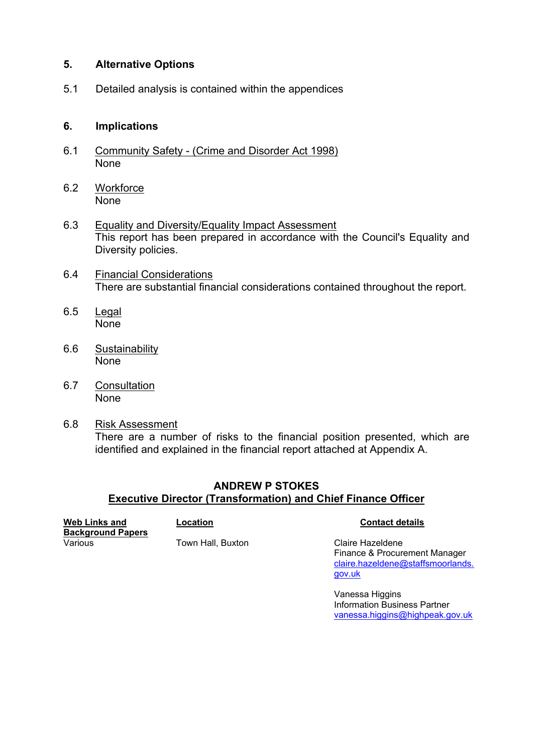## 5. Alternative Options

5.1 Detailed analysis is contained within the appendices

## 6. Implications

6.1 Community Safety - (Crime and Disorder Act 1998)
None

6.2 Workforce
None

6.3 Equality and Diversity/Equality Impact Assessment
This report has been prepared in accordance with the Council's Equality and Diversity policies.

6.4 Financial Considerations
There are substantial financial considerations contained throughout the report.

6.5 Legal
None

6.6 Sustainability
None

6.7 Consultation
None

6.8 Risk Assessment
There are a number of risks to the financial position presented, which are identified and explained in the financial report attached at Appendix A.

**ANDREW P STOKES**
**Executive Director (Transformation) and Chief Finance Officer**

| Web Links and Background Papers | Location | Contact details |
|---|---|---|
| Various | Town Hall, Buxton | Claire Hazeldene<br>Finance & Procurement Manager<br>claire.hazeldene@staffsmoorlands.gov.uk<br><br>Vanessa Higgins<br>Information Business Partner<br>vanessa.higgins@highpeak.gov.uk |